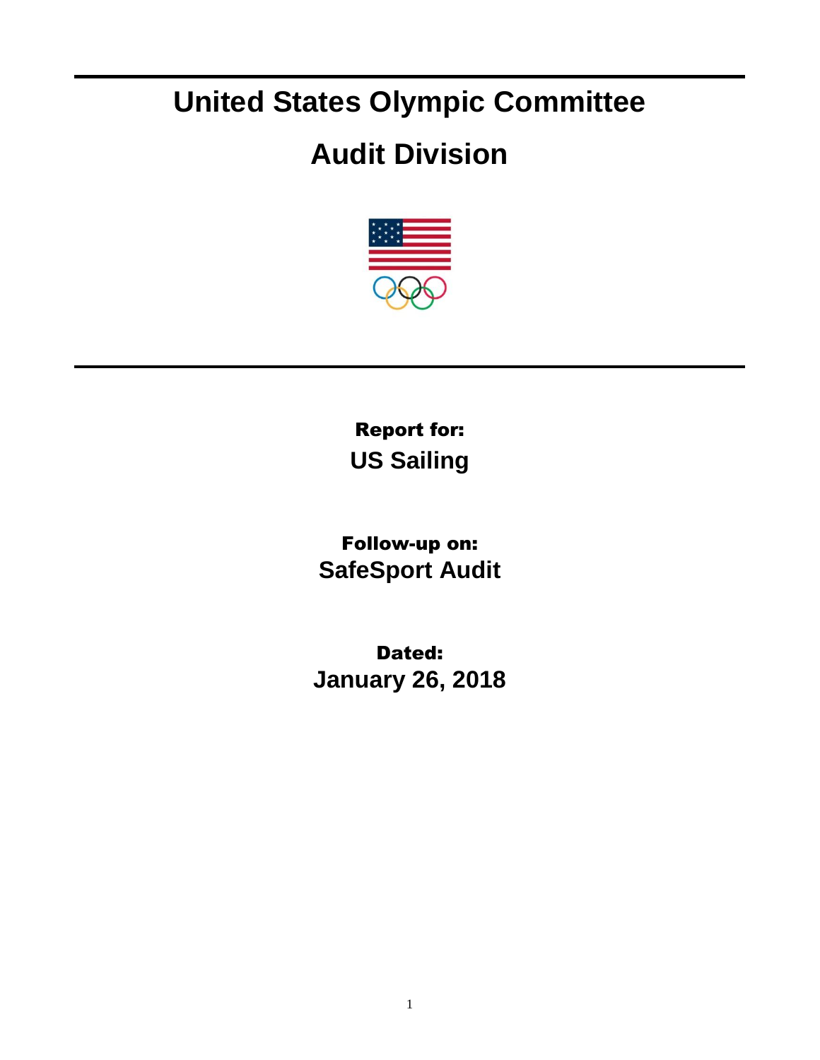# United States Olympic Committee

# Audit Division

**Report for:**

**US Sailing**

**Follow-up on:**

**SafeSport Audit**

**Dated:**

**January 26, 2018**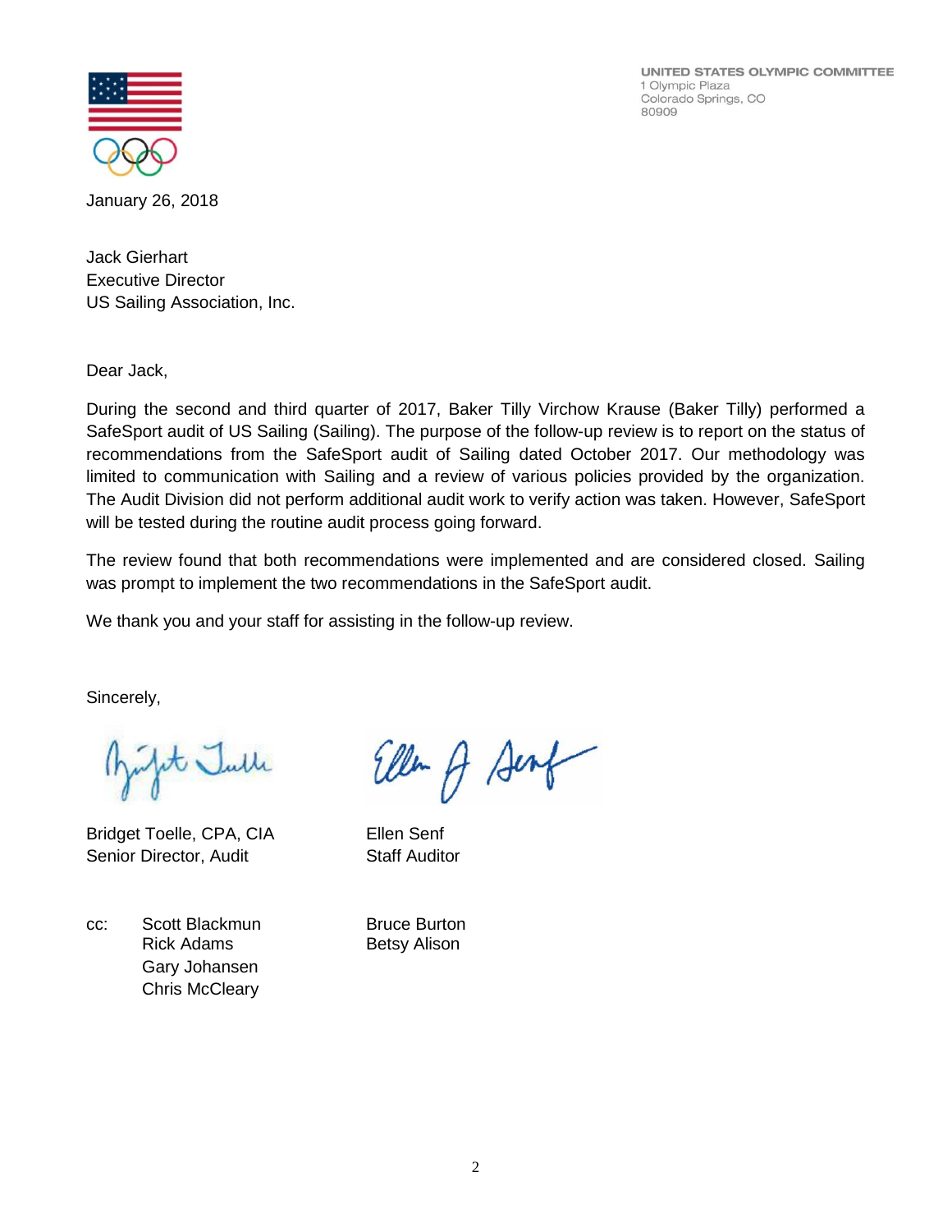UNITED STATES OLYMPIC COMMITTEE
1 Olympic Plaza
Colorado Springs, CO
80909

January 26, 2018

Jack Gierhart
Executive Director
US Sailing Association, Inc.

Dear Jack,

During the second and third quarter of 2017, Baker Tilly Virchow Krause (Baker Tilly) performed a SafeSport audit of US Sailing (Sailing). The purpose of the follow-up review is to report on the status of recommendations from the SafeSport audit of Sailing dated October 2017. Our methodology was limited to communication with Sailing and a review of various policies provided by the organization. The Audit Division did not perform additional audit work to verify action was taken. However, SafeSport will be tested during the routine audit process going forward.

The review found that both recommendations were implemented and are considered closed. Sailing was prompt to implement the two recommendations in the SafeSport audit.

We thank you and your staff for assisting in the follow-up review.

Sincerely,

Bridget Toelle, CPA, CIA
Senior Director, Audit

Ellen Senf
Staff Auditor

cc: Scott Blackmun
Rick Adams
Gary Johansen
Chris McCleary
Bruce Burton
Betsy Alison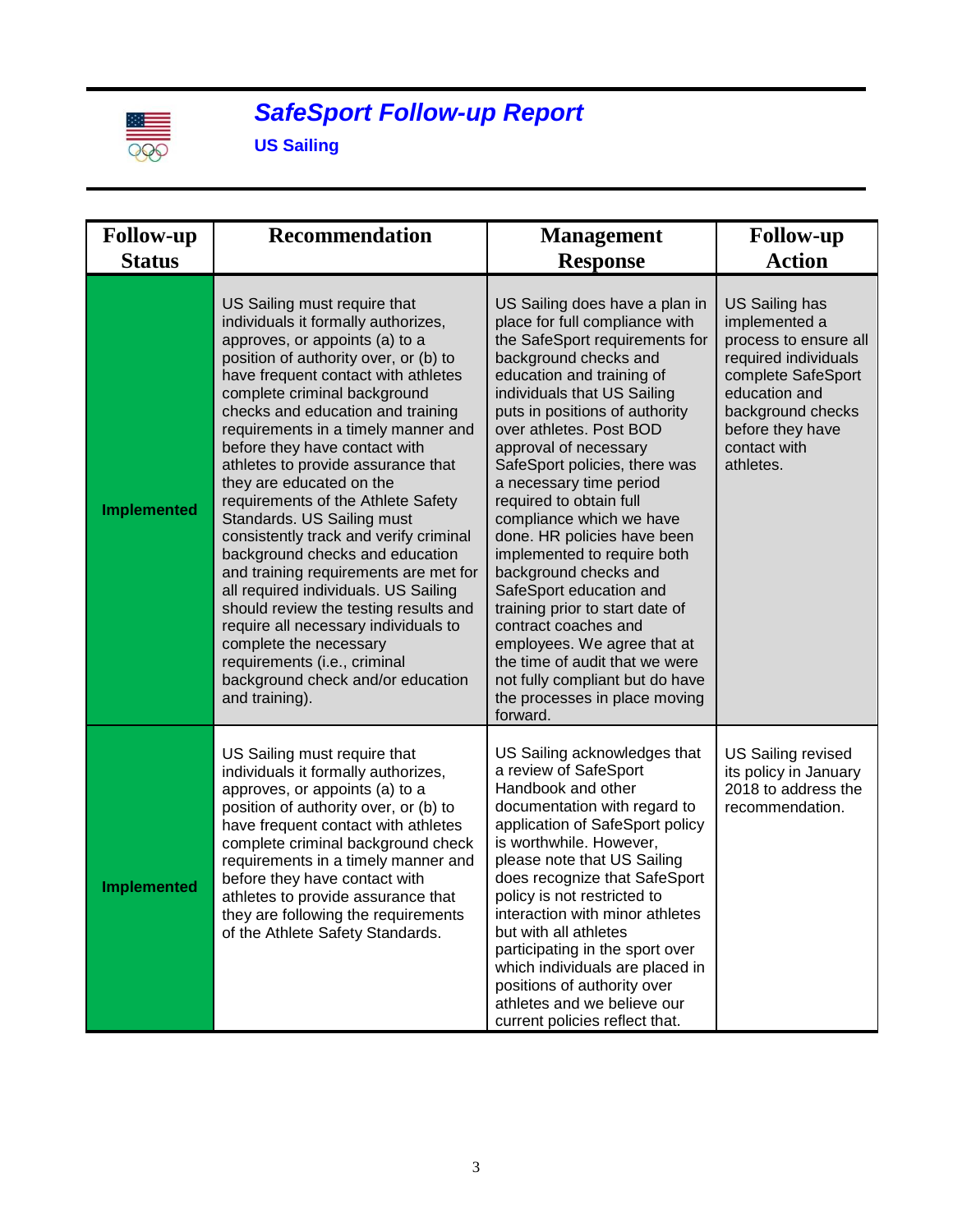# *SafeSport Follow-up Report*

**US Sailing**

| Follow-up Status | Recommendation | Management Response | Follow-up Action |
|---|---|---|---|
| **Implemented** | US Sailing must require that individuals it formally authorizes, approves, or appoints (a) to a position of authority over, or (b) to have frequent contact with athletes complete criminal background checks and education and training requirements in a timely manner and before they have contact with athletes to provide assurance that they are educated on the requirements of the Athlete Safety Standards. US Sailing must consistently track and verify criminal background checks and education and training requirements are met for all required individuals. US Sailing should review the testing results and require all necessary individuals to complete the necessary requirements (i.e., criminal background check and/or education and training). | US Sailing does have a plan in place for full compliance with the SafeSport requirements for background checks and education and training of individuals that US Sailing puts in positions of authority over athletes. Post BOD approval of necessary SafeSport policies, there was a necessary time period required to obtain full compliance which we have done. HR policies have been implemented to require both background checks and SafeSport education and training prior to start date of contract coaches and employees. We agree that at the time of audit that we were not fully compliant but do have the processes in place moving forward. | US Sailing has implemented a process to ensure all required individuals complete SafeSport education and background checks before they have contact with athletes. |
| **Implemented** | US Sailing must require that individuals it formally authorizes, approves, or appoints (a) to a position of authority over, or (b) to have frequent contact with athletes complete criminal background check requirements in a timely manner and before they have contact with athletes to provide assurance that they are following the requirements of the Athlete Safety Standards. | US Sailing acknowledges that a review of SafeSport Handbook and other documentation with regard to application of SafeSport policy is worthwhile. However, please note that US Sailing does recognize that SafeSport policy is not restricted to interaction with minor athletes but with all athletes participating in the sport over which individuals are placed in positions of authority over athletes and we believe our current policies reflect that. | US Sailing revised its policy in January 2018 to address the recommendation. |